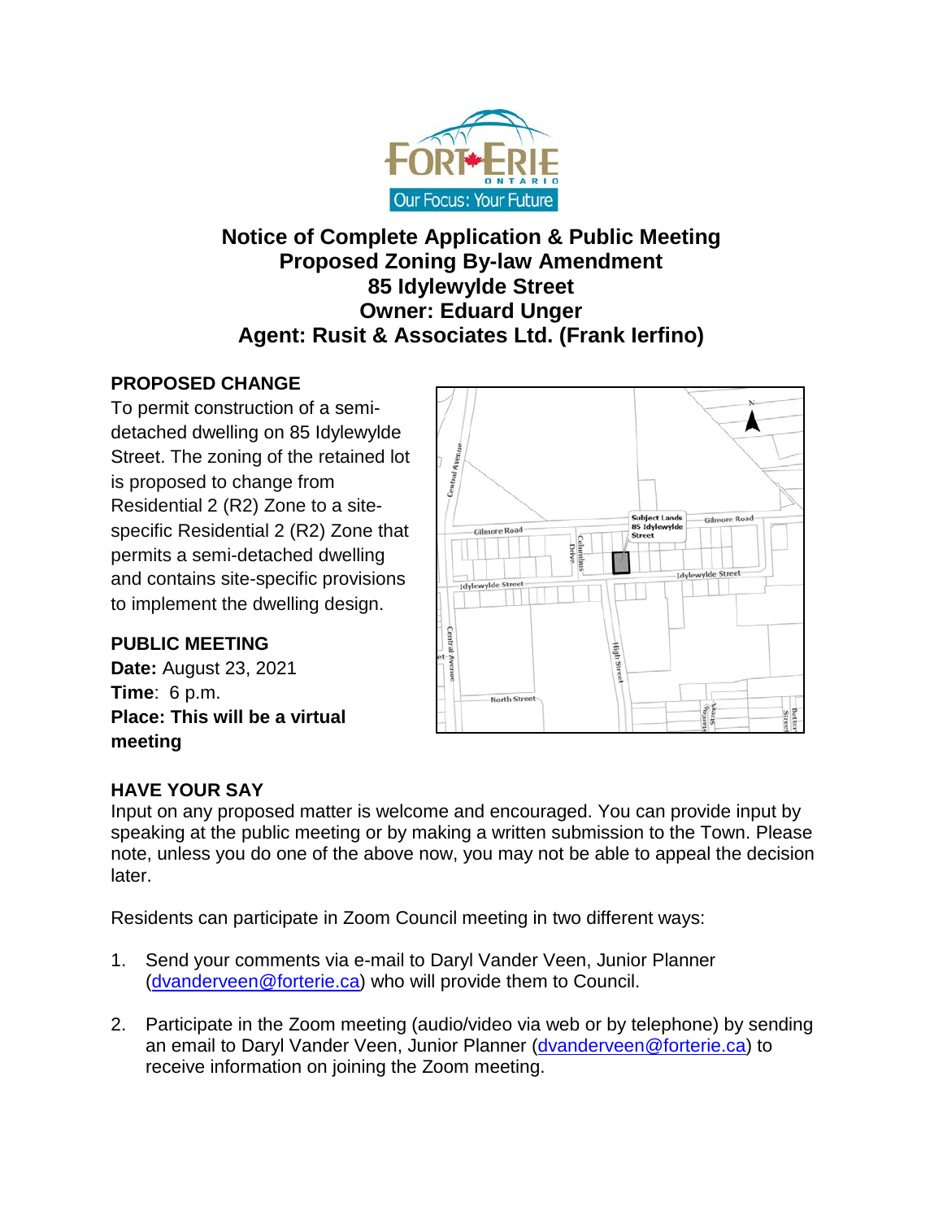# Notice of Complete Application & Public Meeting
# Proposed Zoning By-law Amendment
# 85 Idylewylde Street
# Owner: Eduard Unger
# Agent: Rusit & Associates Ltd. (Frank Ierfino)

**PROPOSED CHANGE**

To permit construction of a semi-detached dwelling on 85 Idylewylde Street. The zoning of the retained lot is proposed to change from Residential 2 (R2) Zone to a site-specific Residential 2 (R2) Zone that permits a semi-detached dwelling and contains site-specific provisions to implement the dwelling design.

**PUBLIC MEETING**

**Date:** August 23, 2021

**Time**: 6 p.m.

**Place: This will be a virtual meeting**

**HAVE YOUR SAY**

Input on any proposed matter is welcome and encouraged. You can provide input by speaking at the public meeting or by making a written submission to the Town. Please note, unless you do one of the above now, you may not be able to appeal the decision later.

Residents can participate in Zoom Council meeting in two different ways:

1. Send your comments via e-mail to Daryl Vander Veen, Junior Planner (dvanderveen@forterie.ca) who will provide them to Council.
2. Participate in the Zoom meeting (audio/video via web or by telephone) by sending an email to Daryl Vander Veen, Junior Planner (dvanderveen@forterie.ca) to receive information on joining the Zoom meeting.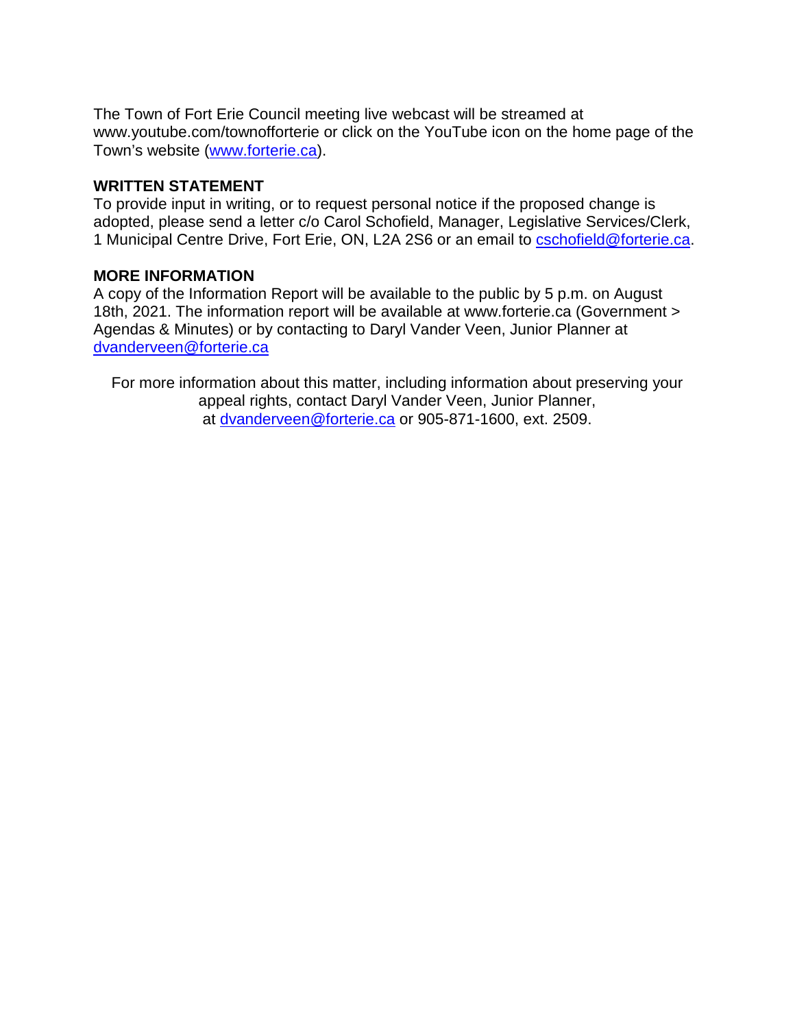The Town of Fort Erie Council meeting live webcast will be streamed at www.youtube.com/townofforterie or click on the YouTube icon on the home page of the Town's website (www.forterie.ca).

**WRITTEN STATEMENT**

To provide input in writing, or to request personal notice if the proposed change is adopted, please send a letter c/o Carol Schofield, Manager, Legislative Services/Clerk, 1 Municipal Centre Drive, Fort Erie, ON, L2A 2S6 or an email to cschofield@forterie.ca.

**MORE INFORMATION**

A copy of the Information Report will be available to the public by 5 p.m. on August 18th, 2021. The information report will be available at www.forterie.ca (Government > Agendas & Minutes) or by contacting to Daryl Vander Veen, Junior Planner at dvanderveen@forterie.ca

For more information about this matter, including information about preserving your appeal rights, contact Daryl Vander Veen, Junior Planner, at dvanderveen@forterie.ca or 905-871-1600, ext. 2509.